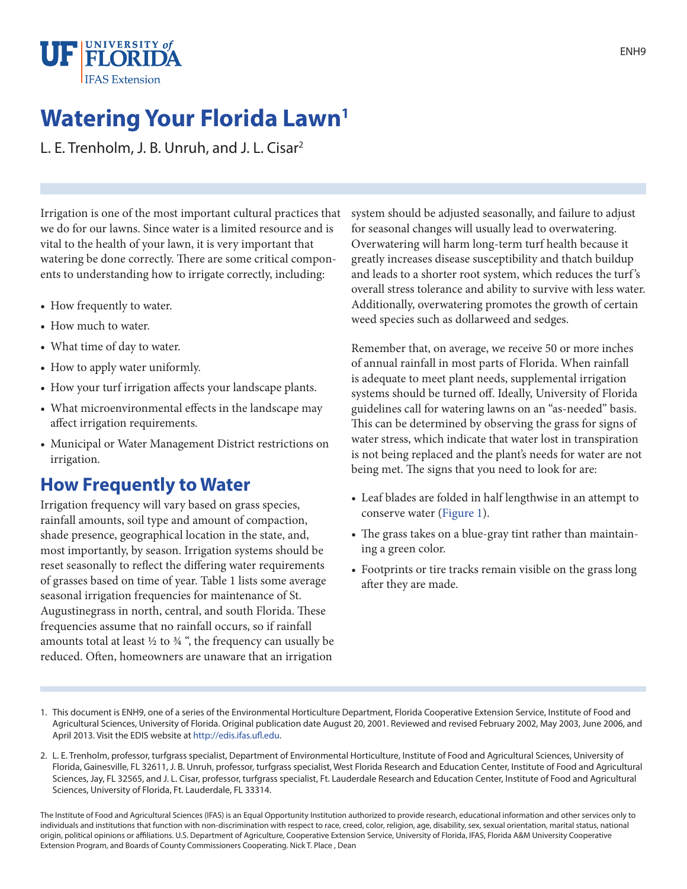ENH9

# Watering Your Florida Lawn[1]

L. E. Trenholm, J. B. Unruh, and J. L. Cisar[2]

Irrigation is one of the most important cultural practices that we do for our lawns. Since water is a limited resource and is vital to the health of your lawn, it is very important that watering be done correctly. There are some critical components to understanding how to irrigate correctly, including:

- How frequently to water.
- How much to water.
- What time of day to water.
- How to apply water uniformly.
- How your turf irrigation affects your landscape plants.
- What microenvironmental effects in the landscape may affect irrigation requirements.
- Municipal or Water Management District restrictions on irrigation.

## How Frequently to Water

Irrigation frequency will vary based on grass species, rainfall amounts, soil type and amount of compaction, shade presence, geographical location in the state, and, most importantly, by season. Irrigation systems should be reset seasonally to reflect the differing water requirements of grasses based on time of year. Table 1 lists some average seasonal irrigation frequencies for maintenance of St. Augustinegrass in north, central, and south Florida. These frequencies assume that no rainfall occurs, so if rainfall amounts total at least ½ to ¾ ", the frequency can usually be reduced. Often, homeowners are unaware that an irrigation system should be adjusted seasonally, and failure to adjust for seasonal changes will usually lead to overwatering. Overwatering will harm long-term turf health because it greatly increases disease susceptibility and thatch buildup and leads to a shorter root system, which reduces the turf's overall stress tolerance and ability to survive with less water. Additionally, overwatering promotes the growth of certain weed species such as dollarweed and sedges.

Remember that, on average, we receive 50 or more inches of annual rainfall in most parts of Florida. When rainfall is adequate to meet plant needs, supplemental irrigation systems should be turned off. Ideally, University of Florida guidelines call for watering lawns on an "as-needed" basis. This can be determined by observing the grass for signs of water stress, which indicate that water lost in transpiration is not being replaced and the plant's needs for water are not being met. The signs that you need to look for are:

- Leaf blades are folded in half lengthwise in an attempt to conserve water (Figure 1).
- The grass takes on a blue-gray tint rather than maintaining a green color.
- Footprints or tire tracks remain visible on the grass long after they are made.

1. This document is ENH9, one of a series of the Environmental Horticulture Department, Florida Cooperative Extension Service, Institute of Food and Agricultural Sciences, University of Florida. Original publication date August 20, 2001. Reviewed and revised February 2002, May 2003, June 2006, and April 2013. Visit the EDIS website at http://edis.ifas.ufl.edu.

2. L. E. Trenholm, professor, turfgrass specialist, Department of Environmental Horticulture, Institute of Food and Agricultural Sciences, University of Florida, Gainesville, FL 32611, J. B. Unruh, professor, turfgrass specialist, West Florida Research and Education Center, Institute of Food and Agricultural Sciences, Jay, FL 32565, and J. L. Cisar, professor, turfgrass specialist, Ft. Lauderdale Research and Education Center, Institute of Food and Agricultural Sciences, University of Florida, Ft. Lauderdale, FL 33314.

The Institute of Food and Agricultural Sciences (IFAS) is an Equal Opportunity Institution authorized to provide research, educational information and other services only to individuals and institutions that function with non-discrimination with respect to race, creed, color, religion, age, disability, sex, sexual orientation, marital status, national origin, political opinions or affiliations. U.S. Department of Agriculture, Cooperative Extension Service, University of Florida, IFAS, Florida A&M University Cooperative Extension Program, and Boards of County Commissioners Cooperating. Nick T. Place , Dean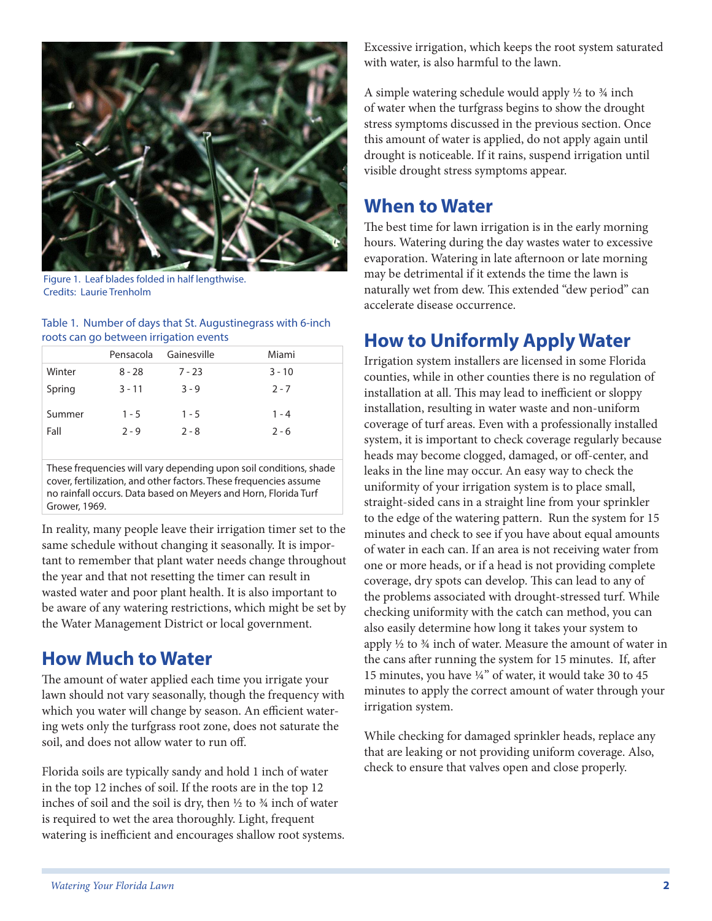Figure 1. Leaf blades folded in half lengthwise.
Credits: Laurie Trenholm

Table 1. Number of days that St. Augustinegrass with 6-inch roots can go between irrigation events

| | Pensacola | Gainesville | Miami |
|---|---|---|---|
| Winter | 8 - 28 | 7 - 23 | 3 - 10 |
| Spring | 3 - 11 | 3 - 9 | 2 - 7 |
| Summer | 1 - 5 | 1 - 5 | 1 - 4 |
| Fall | 2 - 9 | 2 - 8 | 2 - 6 |

These frequencies will vary depending upon soil conditions, shade cover, fertilization, and other factors. These frequencies assume no rainfall occurs. Data based on Meyers and Horn, Florida Turf Grower, 1969.

In reality, many people leave their irrigation timer set to the same schedule without changing it seasonally. It is important to remember that plant water needs change throughout the year and that not resetting the timer can result in wasted water and poor plant health. It is also important to be aware of any watering restrictions, which might be set by the Water Management District or local government.

## How Much to Water

The amount of water applied each time you irrigate your lawn should not vary seasonally, though the frequency with which you water will change by season. An efficient watering wets only the turfgrass root zone, does not saturate the soil, and does not allow water to run off.

Florida soils are typically sandy and hold 1 inch of water in the top 12 inches of soil. If the roots are in the top 12 inches of soil and the soil is dry, then ½ to ¾ inch of water is required to wet the area thoroughly. Light, frequent watering is inefficient and encourages shallow root systems. Excessive irrigation, which keeps the root system saturated with water, is also harmful to the lawn.

A simple watering schedule would apply ½ to ¾ inch of water when the turfgrass begins to show the drought stress symptoms discussed in the previous section. Once this amount of water is applied, do not apply again until drought is noticeable. If it rains, suspend irrigation until visible drought stress symptoms appear.

## When to Water

The best time for lawn irrigation is in the early morning hours. Watering during the day wastes water to excessive evaporation. Watering in late afternoon or late morning may be detrimental if it extends the time the lawn is naturally wet from dew. This extended "dew period" can accelerate disease occurrence.

## How to Uniformly Apply Water

Irrigation system installers are licensed in some Florida counties, while in other counties there is no regulation of installation at all. This may lead to inefficient or sloppy installation, resulting in water waste and non-uniform coverage of turf areas. Even with a professionally installed system, it is important to check coverage regularly because heads may become clogged, damaged, or off-center, and leaks in the line may occur. An easy way to check the uniformity of your irrigation system is to place small, straight-sided cans in a straight line from your sprinkler to the edge of the watering pattern. Run the system for 15 minutes and check to see if you have about equal amounts of water in each can. If an area is not receiving water from one or more heads, or if a head is not providing complete coverage, dry spots can develop. This can lead to any of the problems associated with drought-stressed turf. While checking uniformity with the catch can method, you can also easily determine how long it takes your system to apply ½ to ¾ inch of water. Measure the amount of water in the cans after running the system for 15 minutes. If, after 15 minutes, you have ¼" of water, it would take 30 to 45 minutes to apply the correct amount of water through your irrigation system.

While checking for damaged sprinkler heads, replace any that are leaking or not providing uniform coverage. Also, check to ensure that valves open and close properly.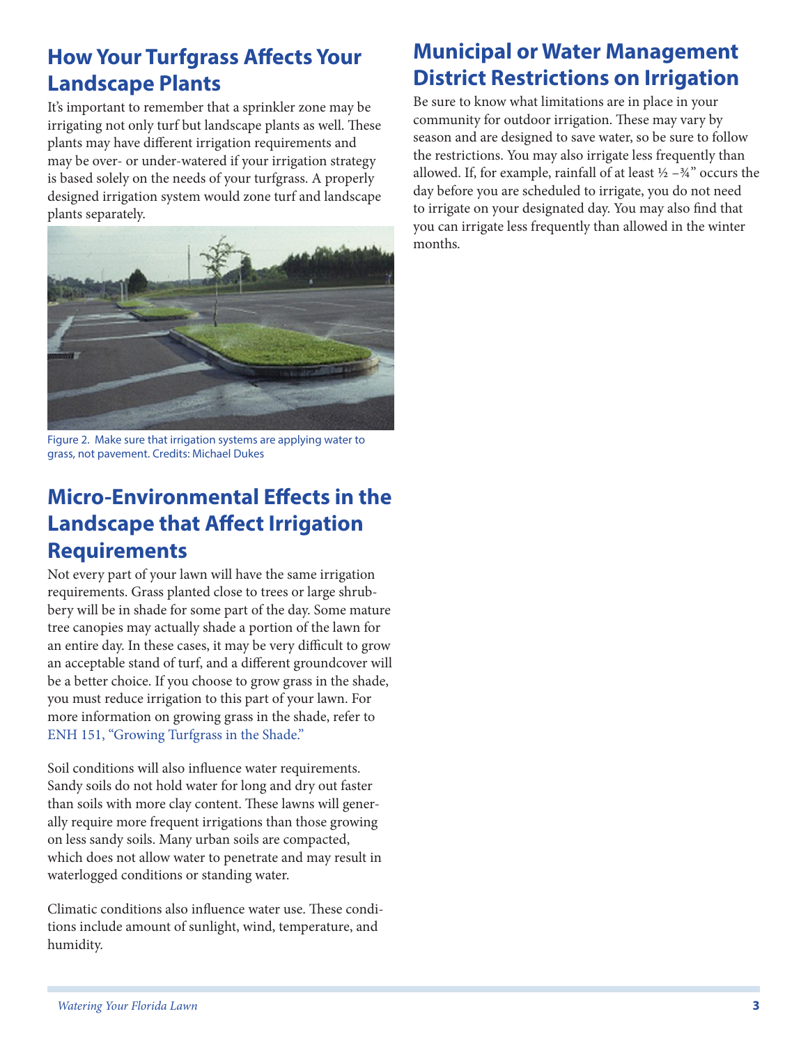## How Your Turfgrass Affects Your Landscape Plants

It's important to remember that a sprinkler zone may be irrigating not only turf but landscape plants as well. These plants may have different irrigation requirements and may be over- or under-watered if your irrigation strategy is based solely on the needs of your turfgrass. A properly designed irrigation system would zone turf and landscape plants separately.

Figure 2. Make sure that irrigation systems are applying water to grass, not pavement. Credits: Michael Dukes

## Micro-Environmental Effects in the Landscape that Affect Irrigation Requirements

Not every part of your lawn will have the same irrigation requirements. Grass planted close to trees or large shrubbery will be in shade for some part of the day. Some mature tree canopies may actually shade a portion of the lawn for an entire day. In these cases, it may be very difficult to grow an acceptable stand of turf, and a different groundcover will be a better choice. If you choose to grow grass in the shade, you must reduce irrigation to this part of your lawn. For more information on growing grass in the shade, refer to ENH 151, "Growing Turfgrass in the Shade."

Soil conditions will also influence water requirements. Sandy soils do not hold water for long and dry out faster than soils with more clay content. These lawns will generally require more frequent irrigations than those growing on less sandy soils. Many urban soils are compacted, which does not allow water to penetrate and may result in waterlogged conditions or standing water.

Climatic conditions also influence water use. These conditions include amount of sunlight, wind, temperature, and humidity.

## Municipal or Water Management District Restrictions on Irrigation

Be sure to know what limitations are in place in your community for outdoor irrigation. These may vary by season and are designed to save water, so be sure to follow the restrictions. You may also irrigate less frequently than allowed. If, for example, rainfall of at least ½ –¾" occurs the day before you are scheduled to irrigate, you do not need to irrigate on your designated day. You may also find that you can irrigate less frequently than allowed in the winter months.